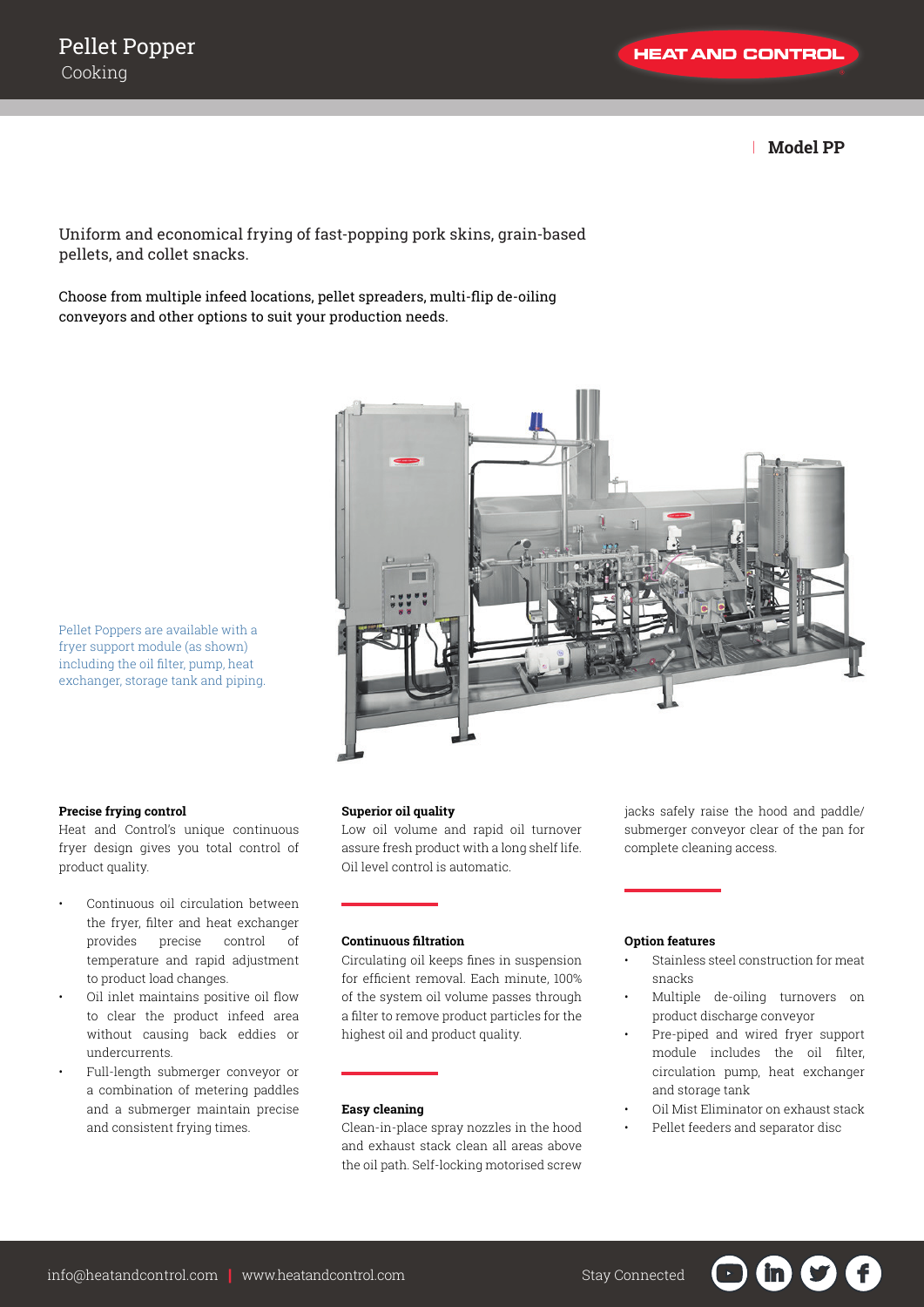# Pellet Popper

Cooking

**Model PP**

Uniform and economical frying of fast-popping pork skins, grain-based pellets, and collet snacks.

Choose from multiple infeed locations, pellet spreaders, multi-flip de-oiling conveyors and other options to suit your production needs.

Pellet Poppers are available with a fryer support module (as shown) including the oil filter, pump, heat exchanger, storage tank and piping.

**Precise frying control**

Heat and Control's unique continuous fryer design gives you total control of product quality.

- Continuous oil circulation between the fryer, filter and heat exchanger provides precise control of temperature and rapid adjustment to product load changes.
- Oil inlet maintains positive oil flow to clear the product infeed area without causing back eddies or undercurrents.
- Full-length submerger conveyor or a combination of metering paddles and a submerger maintain precise and consistent frying times.

**Superior oil quality**

Low oil volume and rapid oil turnover assure fresh product with a long shelf life. Oil level control is automatic.

**Continuous filtration**

Circulating oil keeps fines in suspension for efficient removal. Each minute, 100% of the system oil volume passes through a filter to remove product particles for the highest oil and product quality.

**Easy cleaning**

Clean-in-place spray nozzles in the hood and exhaust stack clean all areas above the oil path. Self-locking motorised screw jacks safely raise the hood and paddle/submerger conveyor clear of the pan for complete cleaning access.

**Option features**

- Stainless steel construction for meat snacks
- Multiple de-oiling turnovers on product discharge conveyor
- Pre-piped and wired fryer support module includes the oil filter, circulation pump, heat exchanger and storage tank
- Oil Mist Eliminator on exhaust stack
- Pellet feeders and separator disc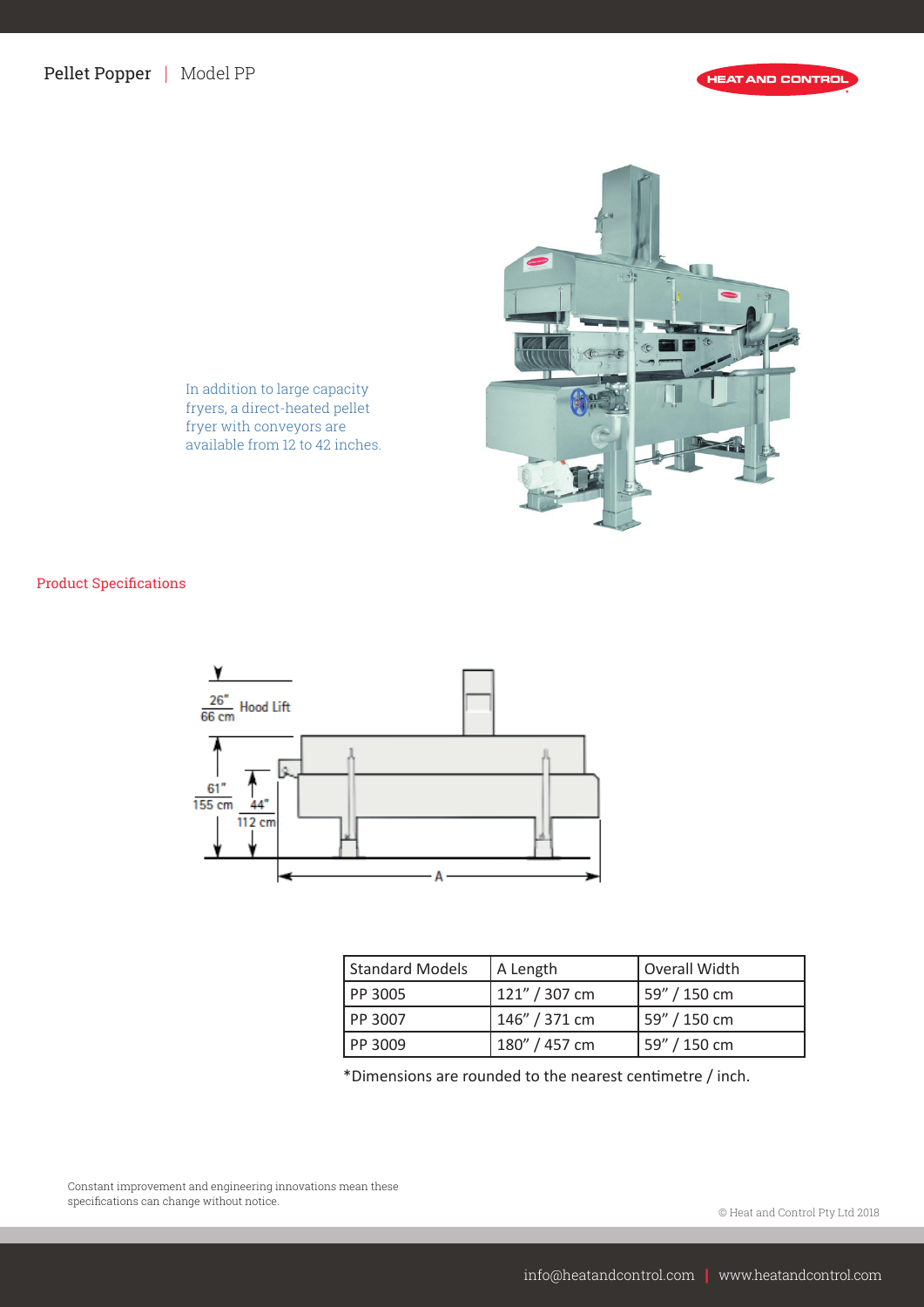In addition to large capacity fryers, a direct-heated pellet fryer with conveyors are available from 12 to 42 inches.

## Product Specifications

26"
66 cm
Hood Lift

61"
155 cm

44"
112 cm

A

| Standard Models | A Length | Overall Width |
|---|---|---|
| PP 3005 | 121" / 307 cm | 59" / 150 cm |
| PP 3007 | 146" / 371 cm | 59" / 150 cm |
| PP 3009 | 180" / 457 cm | 59" / 150 cm |

*Dimensions are rounded to the nearest centimetre / inch.

Constant improvement and engineering innovations mean these specifications can change without notice.

© Heat and Control Pty Ltd 2018

info@heatandcontrol.com | www.heatandcontrol.com